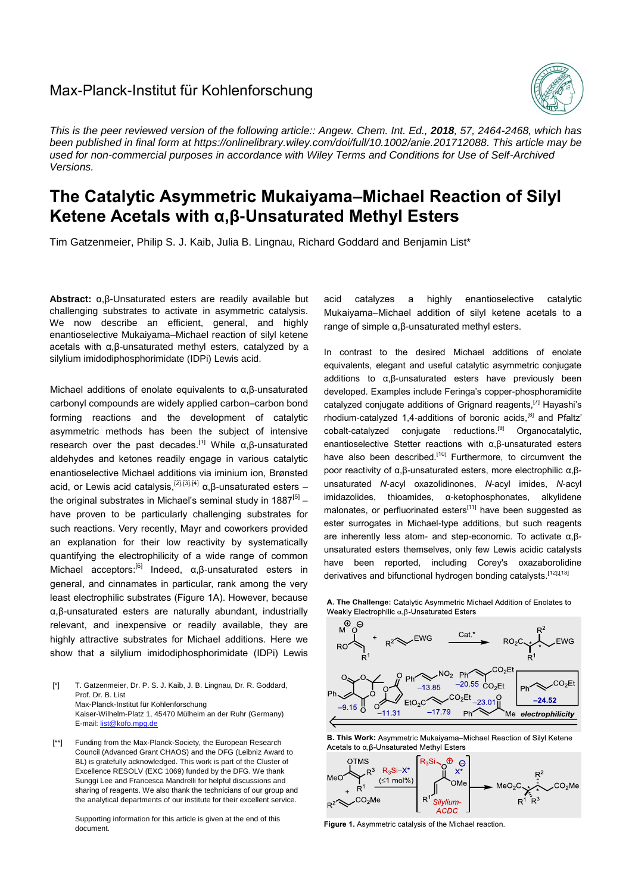Max-Planck-Institut für Kohlenforschung

*This is the peer reviewed version of the following article:: Angew. Chem. Int. Ed.,* ***2018****, 57, 2464-2468, which has been published in final form at https://onlinelibrary.wiley.com/doi/full/10.1002/anie.201712088. This article may be used for non-commercial purposes in accordance with Wiley Terms and Conditions for Use of Self-Archived Versions.*

# The Catalytic Asymmetric Mukaiyama–Michael Reaction of Silyl Ketene Acetals with α,β-Unsaturated Methyl Esters

Tim Gatzenmeier, Philip S. J. Kaib, Julia B. Lingnau, Richard Goddard and Benjamin List*

**Abstract:** α,β-Unsaturated esters are readily available but challenging substrates to activate in asymmetric catalysis. We now describe an efficient, general, and highly enantioselective Mukaiyama–Michael reaction of silyl ketene acetals with α,β-unsaturated methyl esters, catalyzed by a silylium imidodiphosphorimidate (IDPi) Lewis acid.

Michael additions of enolate equivalents to α,β-unsaturated carbonyl compounds are widely applied carbon–carbon bond forming reactions and the development of catalytic asymmetric methods has been the subject of intensive research over the past decades.[1] While α,β-unsaturated aldehydes and ketones readily engage in various catalytic enantioselective Michael additions via iminium ion, Brønsted acid, or Lewis acid catalysis,[2],[3],[4] α,β-unsaturated esters – the original substrates in Michael's seminal study in 1887[5] – have proven to be particularly challenging substrates for such reactions. Very recently, Mayr and coworkers provided an explanation for their low reactivity by systematically quantifying the electrophilicity of a wide range of common Michael acceptors.[6] Indeed, α,β-unsaturated esters in general, and cinnamates in particular, rank among the very least electrophilic substrates (Figure 1A). However, because α,β-unsaturated esters are naturally abundant, industrially relevant, and inexpensive or readily available, they are highly attractive substrates for Michael additions. Here we show that a silylium imidodiphosphorimidate (IDPi) Lewis acid catalyzes a highly enantioselective catalytic Mukaiyama–Michael addition of silyl ketene acetals to a range of simple α,β-unsaturated methyl esters.

In contrast to the desired Michael additions of enolate equivalents, elegant and useful catalytic asymmetric conjugate additions to α,β-unsaturated esters have previously been developed. Examples include Feringa's copper-phosphoramidite catalyzed conjugate additions of Grignard reagents,[7] Hayashi's rhodium-catalyzed 1,4-additions of boronic acids,[8] and Pfaltz' cobalt-catalyzed conjugate reductions.[9] Organocatalytic, enantioselective Stetter reactions with α,β-unsaturated esters have also been described.[10] Furthermore, to circumvent the poor reactivity of α,β-unsaturated esters, more electrophilic α,β-unsaturated *N*-acyl oxazolidinones, *N*-acyl imides, *N*-acyl imidazolides, thioamides, α-ketophosphonates, alkylidene malonates, or perfluorinated esters[11] have been suggested as ester surrogates in Michael-type additions, but such reagents are inherently less atom- and step-economic. To activate α,β-unsaturated esters themselves, only few Lewis acidic catalysts have been reported, including Corey's oxazaborolidine derivatives and bifunctional hydrogen bonding catalysts.[12],[13]

**A. The Challenge:** Catalytic Asymmetric Michael Addition of Enolates to Weakly Electrophilic α,β-Unsaturated Esters

**B. This Work:** Asymmetric Mukaiyama–Michael Reaction of Silyl Ketene Acetals to α,β-Unsaturated Methyl Esters

**Figure 1.** Asymmetric catalysis of the Michael reaction.

[*] T. Gatzenmeier, Dr. P. S. J. Kaib, J. B. Lingnau, Dr. R. Goddard, Prof. Dr. B. List
Max-Planck-Institut für Kohlenforschung
Kaiser-Wilhelm-Platz 1, 45470 Mülheim an der Ruhr (Germany)
E-mail: list@kofo.mpg.de

[**] Funding from the Max-Planck-Society, the European Research Council (Advanced Grant CHAOS) and the DFG (Leibniz Award to BL) is gratefully acknowledged. This work is part of the Cluster of Excellence RESOLV (EXC 1069) funded by the DFG. We thank Sunggi Lee and Francesca Mandrelli for helpful discussions and sharing of reagents. We also thank the technicians of our group and the analytical departments of our institute for their excellent service.

Supporting information for this article is given at the end of this document.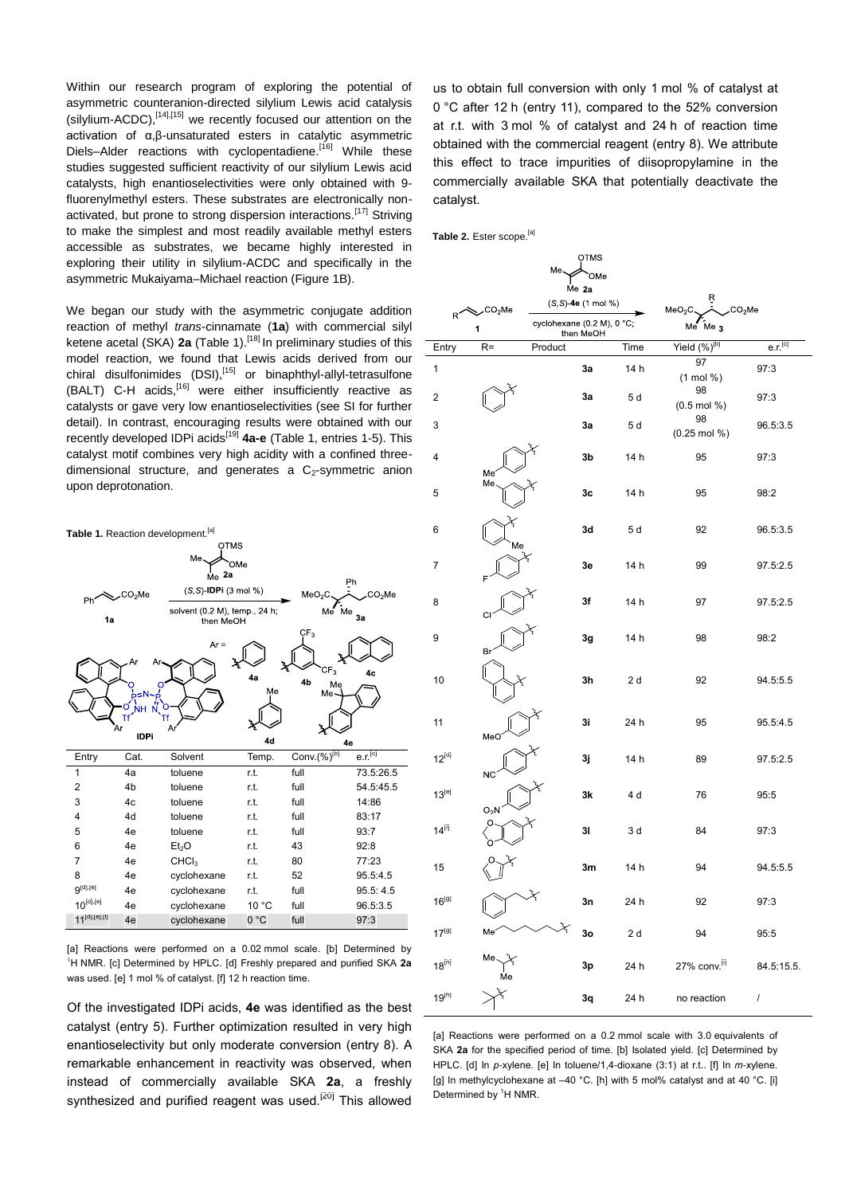Within our research program of exploring the potential of asymmetric counteranion-directed silylium Lewis acid catalysis (silylium-ACDC),[14],[15] we recently focused our attention on the activation of α,β-unsaturated esters in catalytic asymmetric Diels–Alder reactions with cyclopentadiene.[16] While these studies suggested sufficient reactivity of our silylium Lewis acid catalysts, high enantioselectivities were only obtained with 9-fluorenylmethyl esters. These substrates are electronically non-activated, but prone to strong dispersion interactions.[17] Striving to make the simplest and most readily available methyl esters accessible as substrates, we became highly interested in exploring their utility in silylium-ACDC and specifically in the asymmetric Mukaiyama–Michael reaction (Figure 1B).

We began our study with the asymmetric conjugate addition reaction of methyl *trans*-cinnamate (**1a**) with commercial silyl ketene acetal (SKA) **2a** (Table 1).[18] In preliminary studies of this model reaction, we found that Lewis acids derived from our chiral disulfonimides (DSI),[15] or binaphthyl-allyl-tetrasulfone (BALT) C-H acids,[16] were either insufficiently reactive as catalysts or gave very low enantioselectivities (see SI for further detail). In contrast, encouraging results were obtained with our recently developed IDPi acids[19] **4a-e** (Table 1, entries 1-5). This catalyst motif combines very high acidity with a confined three-dimensional structure, and generates a $C_2$-symmetric anion upon deprotonation.

**Table 1.** Reaction development.[a]

Reaction: **1a** + **2a**, (*S*,*S*)-**IDPi** (3 mol %), solvent (0.2 M), temp., 24 h; then MeOH → **3a**. Ar = phenyl (**4a**), 3,5-$(CF_3)_2C_6H_3$ (**4b**), 2-naphthyl (**4c**), 4-methylphenyl (**4d**), 9,9-dimethylfluorenyl (**4e**).

| Entry | Cat. | Solvent | Temp. | Conv.(%)[b] | e.r.[c] |
|---|---|---|---|---|---|
| 1 | 4a | toluene | r.t. | full | 73.5:26.5 |
| 2 | 4b | toluene | r.t. | full | 54.5:45.5 |
| 3 | 4c | toluene | r.t. | full | 14:86 |
| 4 | 4d | toluene | r.t. | full | 83:17 |
| 5 | 4e | toluene | r.t. | full | 93:7 |
| 6 | 4e | $Et_2O$ | r.t. | 43 | 92:8 |
| 7 | 4e | $CHCl_3$ | r.t. | 80 | 77:23 |
| 8 | 4e | cyclohexane | r.t. | 52 | 95.5:4.5 |
| 9[d],[e] | 4e | cyclohexane | r.t. | full | 95.5: 4.5 |
| 10[d],[e] | 4e | cyclohexane | 10 °C | full | 96.5:3.5 |
| 11[d],[e],[f] | 4e | cyclohexane | 0 °C | full | 97:3 |

[a] Reactions were performed on a 0.02 mmol scale. [b] Determined by $^1$H NMR. [c] Determined by HPLC. [d] Freshly prepared and purified SKA **2a** was used. [e] 1 mol % of catalyst. [f] 12 h reaction time.

Of the investigated IDPi acids, **4e** was identified as the best catalyst (entry 5). Further optimization resulted in very high enantioselectivity but only moderate conversion (entry 8). A remarkable enhancement in reactivity was observed, when instead of commercially available SKA **2a**, a freshly synthesized and purified reagent was used.[20] This allowed us to obtain full conversion with only 1 mol % of catalyst at 0 °C after 12 h (entry 11), compared to the 52% conversion at r.t. with 3 mol % of catalyst and 24 h of reaction time obtained with the commercial reagent (entry 8). We attribute this effect to trace impurities of diisopropylamine in the commercially available SKA that potentially deactivate the catalyst.

**Table 2.** Ester scope.[a]

Reaction: **1** + **2a**, (*S*,*S*)-**4e** (1 mol %), cyclohexane (0.2 M), 0 °C; then MeOH → **3**.

| Entry | R= | Product | Time | Yield (%)[b] | e.r.[c] |
|---|---|---|---|---|---|
| 1 | phenyl | 3a | 14 h | 97 (1 mol %) | 97:3 |
| 2 | phenyl | 3a | 5 d | 98 (0.5 mol %) | 97:3 |
| 3 | phenyl | 3a | 5 d | 98 (0.25 mol %) | 96.5:3.5 |
| 4 | 4-methylphenyl | 3b | 14 h | 95 | 97:3 |
| 5 | 3-methylphenyl | 3c | 14 h | 95 | 98:2 |
| 6 | 2-methylphenyl | 3d | 5 d | 92 | 96.5:3.5 |
| 7 | 4-fluorophenyl | 3e | 14 h | 99 | 97.5:2.5 |
| 8 | 4-chlorophenyl | 3f | 14 h | 97 | 97.5:2.5 |
| 9 | 4-bromophenyl | 3g | 14 h | 98 | 98:2 |
| 10 | 1-naphthyl | 3h | 2 d | 92 | 94.5:5.5 |
| 11 | 4-methoxyphenyl | 3i | 24 h | 95 | 95.5:4.5 |
| 12[d] | 4-cyanophenyl | 3j | 14 h | 89 | 97.5:2.5 |
| 13[e] | 4-nitrophenyl | 3k | 4 d | 76 | 95:5 |
| 14[f] | 3,4-methylenedioxyphenyl | 3l | 3 d | 84 | 97:3 |
| 15 | 2-furyl | 3m | 14 h | 94 | 94.5:5.5 |
| 16[g] | 2-phenylethyl | 3n | 24 h | 92 | 97:3 |
| 17[g] | n-heptyl | 3o | 2 d | 94 | 95:5 |
| 18[h] | isopropyl | 3p | 24 h | 27% conv.[i] | 84.5:15.5. |
| 19[h] | tert-butyl | 3q | 24 h | no reaction | / |

[a] Reactions were performed on a 0.2 mmol scale with 3.0 equivalents of SKA **2a** for the specified period of time. [b] Isolated yield. [c] Determined by HPLC. [d] In *p*-xylene. [e] In toluene/1,4-dioxane (3:1) at r.t.. [f] In *m*-xylene. [g] In methylcyclohexane at –40 °C. [h] with 5 mol% catalyst and at 40 °C. [i] Determined by $^1$H NMR.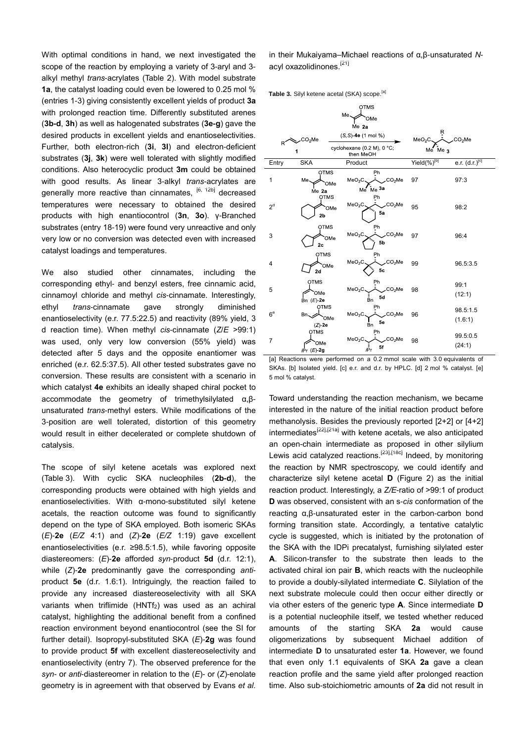With optimal conditions in hand, we next investigated the scope of the reaction by employing a variety of 3-aryl and 3-alkyl methyl *trans*-acrylates (Table 2). With model substrate **1a**, the catalyst loading could even be lowered to 0.25 mol % (entries 1-3) giving consistently excellent yields of product **3a** with prolonged reaction time. Differently substituted arenes (**3b-d**, **3h**) as well as halogenated substrates (**3e-g**) gave the desired products in excellent yields and enantioselectivities. Further, both electron-rich (**3i**, **3l**) and electron-deficient substrates (**3j**, **3k**) were well tolerated with slightly modified conditions. Also heterocyclic product **3m** could be obtained with good results. As linear 3-alkyl *trans*-acrylates are generally more reactive than cinnamates, [6, 12b] decreased temperatures were necessary to obtained the desired products with high enantiocontrol (**3n**, **3o**). γ-Branched substrates (entry 18-19) were found very unreactive and only very low or no conversion was detected even with increased catalyst loadings and temperatures.

We also studied other cinnamates, including the corresponding ethyl- and benzyl esters, free cinnamic acid, cinnamoyl chloride and methyl *cis*-cinnamate. Interestingly, ethyl *trans*-cinnamate gave strongly diminished enantioselectivity (e.r. 77.5:22.5) and reactivity (89% yield, 3 d reaction time). When methyl *cis*-cinnamate (*Z*/*E* >99:1) was used, only very low conversion (55% yield) was detected after 5 days and the opposite enantiomer was enriched (e.r. 62.5:37.5). All other tested substrates gave no conversion. These results are consistent with a scenario in which catalyst **4e** exhibits an ideally shaped chiral pocket to accommodate the geometry of trimethylsilylated α,β-unsaturated *trans*-methyl esters. While modifications of the 3-position are well tolerated, distortion of this geometry would result in either decelerated or complete shutdown of catalysis.

The scope of silyl ketene acetals was explored next (Table 3). With cyclic SKA nucleophiles (**2b-d**), the corresponding products were obtained with high yields and enantioselectivities. With α-mono-substituted silyl ketene acetals, the reaction outcome was found to significantly depend on the type of SKA employed. Both isomeric SKAs (*E*)-**2e** (*E*/*Z* 4:1) and (*Z*)-**2e** (*E*/*Z* 1:19) gave excellent enantioselectivities (e.r. ≥98.5:1.5), while favoring opposite diastereomers: (*E*)-**2e** afforded *syn*-product **5d** (d.r. 12:1), while (*Z*)-**2e** predominantly gave the corresponding *anti*-product **5e** (d.r. 1.6:1). Intriguingly, the reaction failed to provide any increased diastereoselectivity with all SKA variants when triflimide ($HNTf_2$) was used as an achiral catalyst, highlighting the additional benefit from a confined reaction environment beyond enantiocontrol (see the SI for further detail). Isopropyl-substituted SKA (*E*)-**2g** was found to provide product **5f** with excellent diastereoselectivity and enantioselectivity (entry 7). The observed preference for the *syn*- or *anti*-diastereomer in relation to the (*E*)- or (*Z*)-enolate geometry is in agreement with that observed by Evans *et al.* in their Mukaiyama–Michael reactions of α,β-unsaturated *N*-acyl oxazolidinones.[21]

**Table 3.** Silyl ketene acetal (SKA) scope.[a]

Reaction: R–CH=CH–$CO_2Me$ (**1**) + SKA (e.g. **2a**), (*S*,*S*)-**4e** (1 mol %), cyclohexane (0.2 M), 0 °C; then MeOH → $MeO_2C$–C(Me)(Me)–CH(R)–$CH_2CO_2Me$ (**3**)

| Entry | SKA | Product | Yield(%)[b] | e.r. (d.r.)[c] |
|---|---|---|---|---|
| 1 | **2a** | **3a** | 97 | 97:3 |
| 2[d] | **2b** | **5a** | 95 | 98:2 |
| 3 | **2c** | **5b** | 97 | 96:4 |
| 4 | **2d** | **5c** | 99 | 96.5:3.5 |
| 5 | (*E*)-**2e** | **5d** | 98 | 99:1 (12:1) |
| 6[e] | (*Z*)-**2e** | **5e** | 96 | 98.5:1.5 (1.6:1) |
| 7 | (*E*)-**2g** | **5f** | 98 | 99.5:0.5 (24:1) |

[a] Reactions were performed on a 0.2 mmol scale with 3.0 equivalents of SKAs. [b] Isolated yield. [c] e.r. and d.r. by HPLC. [d] 2 mol % catalyst. [e] 5 mol % catalyst.

Toward understanding the reaction mechanism, we became interested in the nature of the initial reaction product before methanolysis. Besides the previously reported [2+2] or [4+2] intermediates[22],[21a] with ketene acetals, we also anticipated an open-chain intermediate as proposed in other silylium Lewis acid catalyzed reactions.[23],[18c] Indeed, by monitoring the reaction by NMR spectroscopy, we could identify and characterize silyl ketene acetal **D** (Figure 2) as the initial reaction product. Interestingly, a *Z*/*E*-ratio of >99:1 of product **D** was observed, consistent with an s-*cis* conformation of the reacting α,β-unsaturated ester in the carbon-carbon bond forming transition state. Accordingly, a tentative catalytic cycle is suggested, which is initiated by the protonation of the SKA with the IDPi precatalyst, furnishing silylated ester **A**. Silicon-transfer to the substrate then leads to the activated chiral ion pair **B**, which reacts with the nucleophile to provide a doubly-silylated intermediate **C**. Silylation of the next substrate molecule could then occur either directly or via other esters of the generic type **A**. Since intermediate **D** is a potential nucleophile itself, we tested whether reduced amounts of the starting SKA **2a** would cause oligomerizations by subsequent Michael addition of intermediate **D** to unsaturated ester **1a**. However, we found that even only 1.1 equivalents of SKA **2a** gave a clean reaction profile and the same yield after prolonged reaction time. Also sub-stoichiometric amounts of **2a** did not result in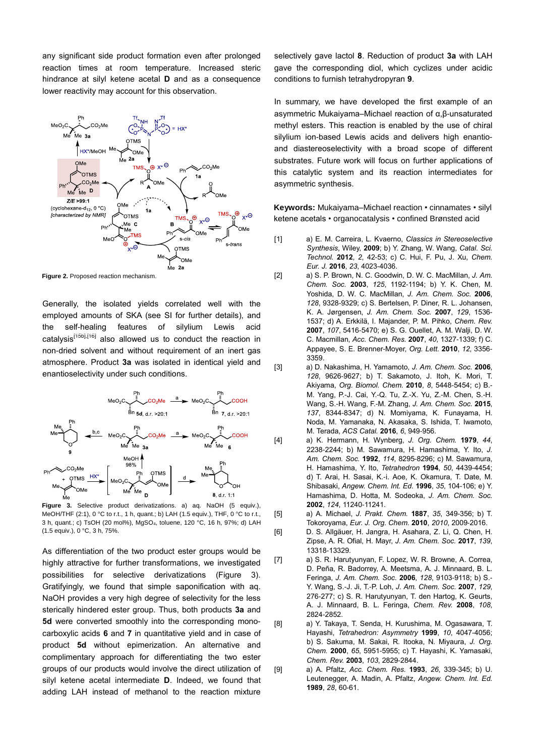any significant side product formation even after prolonged reaction times at room temperature. Increased steric hindrance at silyl ketene acetal **D** and as a consequence lower reactivity may account for this observation.

**Figure 2.** Proposed reaction mechanism.

Generally, the isolated yields correlated well with the employed amounts of SKA (see SI for further details), and the self-healing features of silylium Lewis acid catalysis[15b],[16] also allowed us to conduct the reaction in non-dried solvent and without requirement of an inert gas atmosphere. Product **3a** was isolated in identical yield and enantioselectivity under such conditions.

**Figure 3.** Selective product derivatizations. a) aq. NaOH (5 equiv.), MeOH/THF (2:1), 0 °C to r.t., 1 h, quant.; b) LAH (1.5 equiv.), THF, 0 °C to r.t., 3 h, quant.; c) TsOH (20 mol%), $MgSO_4$, toluene, 120 °C, 16 h, 97%; d) LAH (1.5 equiv.), 0 °C, 3 h, 75%.

As differentiation of the two product ester groups would be highly attractive for further transformations, we investigated possibilities for selective derivatizations (Figure 3). Gratifyingly, we found that simple saponification with aq. NaOH provides a very high degree of selectivity for the less sterically hindered ester group. Thus, both products **3a** and **5d** were converted smoothly into the corresponding mono-carboxylic acids **6** and **7** in quantitative yield and in case of product **5d** without epimerization. An alternative and complimentary approach for differentiating the two ester groups of our products would involve the direct utilization of silyl ketene acetal intermediate **D**. Indeed, we found that adding LAH instead of methanol to the reaction mixture selectively gave lactol **8**. Reduction of product **3a** with LAH gave the corresponding diol, which cyclizes under acidic conditions to furnish tetrahydropyran **9**.

In summary, we have developed the first example of an asymmetric Mukaiyama–Michael reaction of α,β-unsaturated methyl esters. This reaction is enabled by the use of chiral silylium ion-based Lewis acids and delivers high enantio- and diastereoselectivity with a broad scope of different substrates. Future work will focus on further applications of this catalytic system and its reaction intermediates for asymmetric synthesis.

**Keywords:** Mukaiyama–Michael reaction • cinnamates • silyl ketene acetals • organocatalysis • confined Brønsted acid

[1] a) E. M. Carreira, L. Kvaerno, *Classics in Stereoselective Synthesis*, Wiley, **2009**; b) Y. Zhang, W. Wang, *Catal. Sci. Technol.* **2012**, *2*, 42-53; c) C. Hui, F. Pu, J. Xu, *Chem. Eur. J.* **2016**, *23*, 4023-4036.

[2] a) S. P. Brown, N. C. Goodwin, D. W. C. MacMillan, *J. Am. Chem. Soc.* **2003**, *125*, 1192-1194; b) Y. K. Chen, M. Yoshida, D. W. C. MacMillan, *J. Am. Chem. Soc.* **2006**, *128*, 9328-9329; c) S. Bertelsen, P. Diner, R. L. Johansen, K. A. Jørgensen, *J. Am. Chem. Soc.* **2007**, *129*, 1536-1537; d) A. Erkkilä, I. Majander, P. M. Pihko, *Chem. Rev.* **2007**, *107*, 5416-5470; e) S. G. Ouellet, A. M. Walji, D. W. C. Macmillan, *Acc. Chem. Res.* **2007**, *40*, 1327-1339; f) C. Appayee, S. E. Brenner-Moyer, *Org. Lett.* **2010**, *12*, 3356-3359.

[3] a) D. Nakashima, H. Yamamoto, *J. Am. Chem. Soc.* **2006**, *128*, 9626-9627; b) T. Sakamoto, J. Itoh, K. Mori, T. Akiyama, *Org. Biomol. Chem.* **2010**, *8*, 5448-5454; c) B.-M. Yang, P.-J. Cai, Y.-Q. Tu, Z.-X. Yu, Z.-M. Chen, S.-H. Wang, S.-H. Wang, F.-M. Zhang, *J. Am. Chem. Soc.* **2015**, *137*, 8344-8347; d) N. Momiyama, K. Funayama, H. Noda, M. Yamanaka, N. Akasaka, S. Ishida, T. Iwamoto, M. Terada, *ACS Catal.* **2016**, *6*, 949-956.

[4] a) K. Hermann, H. Wynberg, *J. Org. Chem.* **1979**, *44*, 2238-2244; b) M. Sawamura, H. Hamashima, Y. Ito, *J. Am. Chem. Soc.* **1992**, *114*, 8295-8296; c) M. Sawamura, H. Hamashima, Y. Ito, *Tetrahedron* **1994**, *50*, 4439-4454; d) T. Arai, H. Sasai, K.-i. Aoe, K. Okamura, T. Date, M. Shibasaki, *Angew. Chem. Int. Ed.* **1996**, *35*, 104-106; e) Y. Hamashima, D. Hotta, M. Sodeoka, *J. Am. Chem. Soc.* **2002**, *124*, 11240-11241.

[5] a) A. Michael, *J. Prakt. Chem.* **1887**, *35*, 349-356; b) T. Tokoroyama, *Eur. J. Org. Chem.* **2010**, *2010*, 2009-2016.

[6] D. S. Allgäuer, H. Jangra, H. Asahara, Z. Li, Q. Chen, H. Zipse, A. R. Ofial, H. Mayr, *J. Am. Chem. Soc.* **2017**, *139*, 13318-13329.

[7] a) S. R. Harutyunyan, F. Lopez, W. R. Browne, A. Correa, D. Peña, R. Badorrey, A. Meetsma, A. J. Minnaard, B. L. Feringa, *J. Am. Chem. Soc.* **2006**, *128*, 9103-9118; b) S.-Y. Wang, S.-J. Ji, T.-P. Loh, *J. Am. Chem. Soc.* **2007**, *129*, 276-277; c) S. R. Harutyunyan, T. den Hartog, K. Geurts, A. J. Minnaard, B. L. Feringa, *Chem. Rev.* **2008**, *108*, 2824-2852.

[8] a) Y. Takaya, T. Senda, H. Kurushima, M. Ogasawara, T. Hayashi, *Tetrahedron: Asymmetry* **1999**, *10*, 4047-4056; b) S. Sakuma, M. Sakai, R. Itooka, N. Miyaura, *J. Org. Chem.* **2000**, *65*, 5951-5955; c) T. Hayashi, K. Yamasaki, *Chem. Rev.* **2003**, *103*, 2829-2844.

[9] a) A. Pfaltz, *Acc. Chem. Res.* **1993**, *26*, 339-345; b) U. Leutenegger, A. Madin, A. Pfaltz, *Angew. Chem. Int. Ed.* **1989**, *28*, 60-61.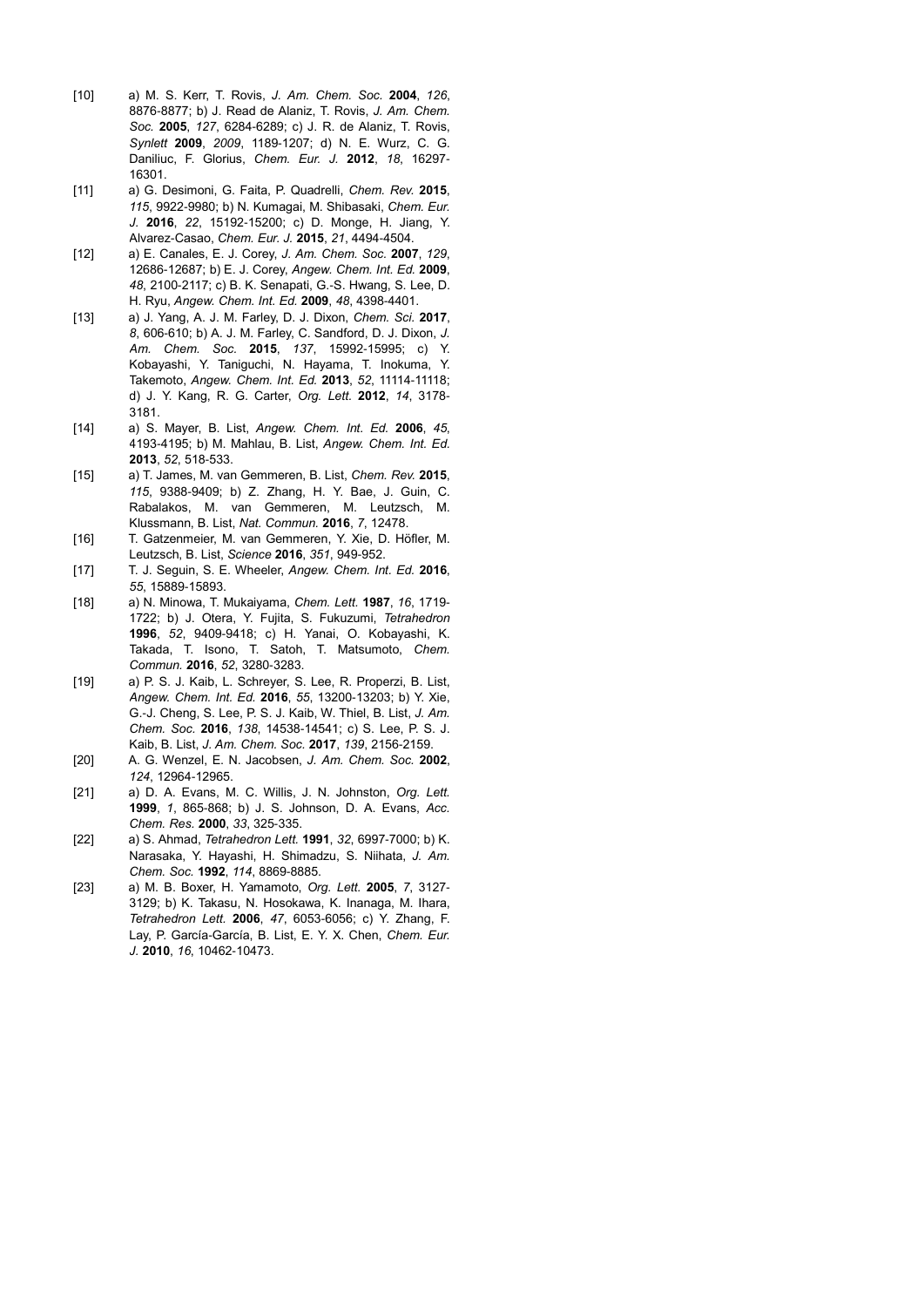[10] a) M. S. Kerr, T. Rovis, *J. Am. Chem. Soc.* **2004**, *126*, 8876-8877; b) J. Read de Alaniz, T. Rovis, *J. Am. Chem. Soc.* **2005**, *127*, 6284-6289; c) J. R. de Alaniz, T. Rovis, *Synlett* **2009**, *2009*, 1189-1207; d) N. E. Wurz, C. G. Daniliuc, F. Glorius, *Chem. Eur. J.* **2012**, *18*, 16297-16301.

[11] a) G. Desimoni, G. Faita, P. Quadrelli, *Chem. Rev.* **2015**, *115*, 9922-9980; b) N. Kumagai, M. Shibasaki, *Chem. Eur. J.* **2016**, *22*, 15192-15200; c) D. Monge, H. Jiang, Y. Alvarez-Casao, *Chem. Eur. J.* **2015**, *21*, 4494-4504.

[12] a) E. Canales, E. J. Corey, *J. Am. Chem. Soc.* **2007**, *129*, 12686-12687; b) E. J. Corey, *Angew. Chem. Int. Ed.* **2009**, *48*, 2100-2117; c) B. K. Senapati, G.-S. Hwang, S. Lee, D. H. Ryu, *Angew. Chem. Int. Ed.* **2009**, *48*, 4398-4401.

[13] a) J. Yang, A. J. M. Farley, D. J. Dixon, *Chem. Sci.* **2017**, *8*, 606-610; b) A. J. M. Farley, C. Sandford, D. J. Dixon, *J. Am. Chem. Soc.* **2015**, *137*, 15992-15995; c) Y. Kobayashi, Y. Taniguchi, N. Hayama, T. Inokuma, Y. Takemoto, *Angew. Chem. Int. Ed.* **2013**, *52*, 11114-11118; d) J. Y. Kang, R. G. Carter, *Org. Lett.* **2012**, *14*, 3178-3181.

[14] a) S. Mayer, B. List, *Angew. Chem. Int. Ed.* **2006**, *45*, 4193-4195; b) M. Mahlau, B. List, *Angew. Chem. Int. Ed.* **2013**, *52*, 518-533.

[15] a) T. James, M. van Gemmeren, B. List, *Chem. Rev.* **2015**, *115*, 9388-9409; b) Z. Zhang, H. Y. Bae, J. Guin, C. Rabalakos, M. van Gemmeren, M. Leutzsch, M. Klussmann, B. List, *Nat. Commun.* **2016**, *7*, 12478.

[16] T. Gatzenmeier, M. van Gemmeren, Y. Xie, D. Höfler, M. Leutzsch, B. List, *Science* **2016**, *351*, 949-952.

[17] T. J. Seguin, S. E. Wheeler, *Angew. Chem. Int. Ed.* **2016**, *55*, 15889-15893.

[18] a) N. Minowa, T. Mukaiyama, *Chem. Lett.* **1987**, *16*, 1719-1722; b) J. Otera, Y. Fujita, S. Fukuzumi, *Tetrahedron* **1996**, *52*, 9409-9418; c) H. Yanai, O. Kobayashi, K. Takada, T. Isono, T. Satoh, T. Matsumoto, *Chem. Commun.* **2016**, *52*, 3280-3283.

[19] a) P. S. J. Kaib, L. Schreyer, S. Lee, R. Properzi, B. List, *Angew. Chem. Int. Ed.* **2016**, *55*, 13200-13203; b) Y. Xie, G.-J. Cheng, S. Lee, P. S. J. Kaib, W. Thiel, B. List, *J. Am. Chem. Soc.* **2016**, *138*, 14538-14541; c) S. Lee, P. S. J. Kaib, B. List, *J. Am. Chem. Soc.* **2017**, *139*, 2156-2159.

[20] A. G. Wenzel, E. N. Jacobsen, *J. Am. Chem. Soc.* **2002**, *124*, 12964-12965.

[21] a) D. A. Evans, M. C. Willis, J. N. Johnston, *Org. Lett.* **1999**, *1*, 865-868; b) J. S. Johnson, D. A. Evans, *Acc. Chem. Res.* **2000**, *33*, 325-335.

[22] a) S. Ahmad, *Tetrahedron Lett.* **1991**, *32*, 6997-7000; b) K. Narasaka, Y. Hayashi, H. Shimadzu, S. Niihata, *J. Am. Chem. Soc.* **1992**, *114*, 8869-8885.

[23] a) M. B. Boxer, H. Yamamoto, *Org. Lett.* **2005**, *7*, 3127-3129; b) K. Takasu, N. Hosokawa, K. Inanaga, M. Ihara, *Tetrahedron Lett.* **2006**, *47*, 6053-6056; c) Y. Zhang, F. Lay, P. García-García, B. List, E. Y. X. Chen, *Chem. Eur. J.* **2010**, *16*, 10462-10473.